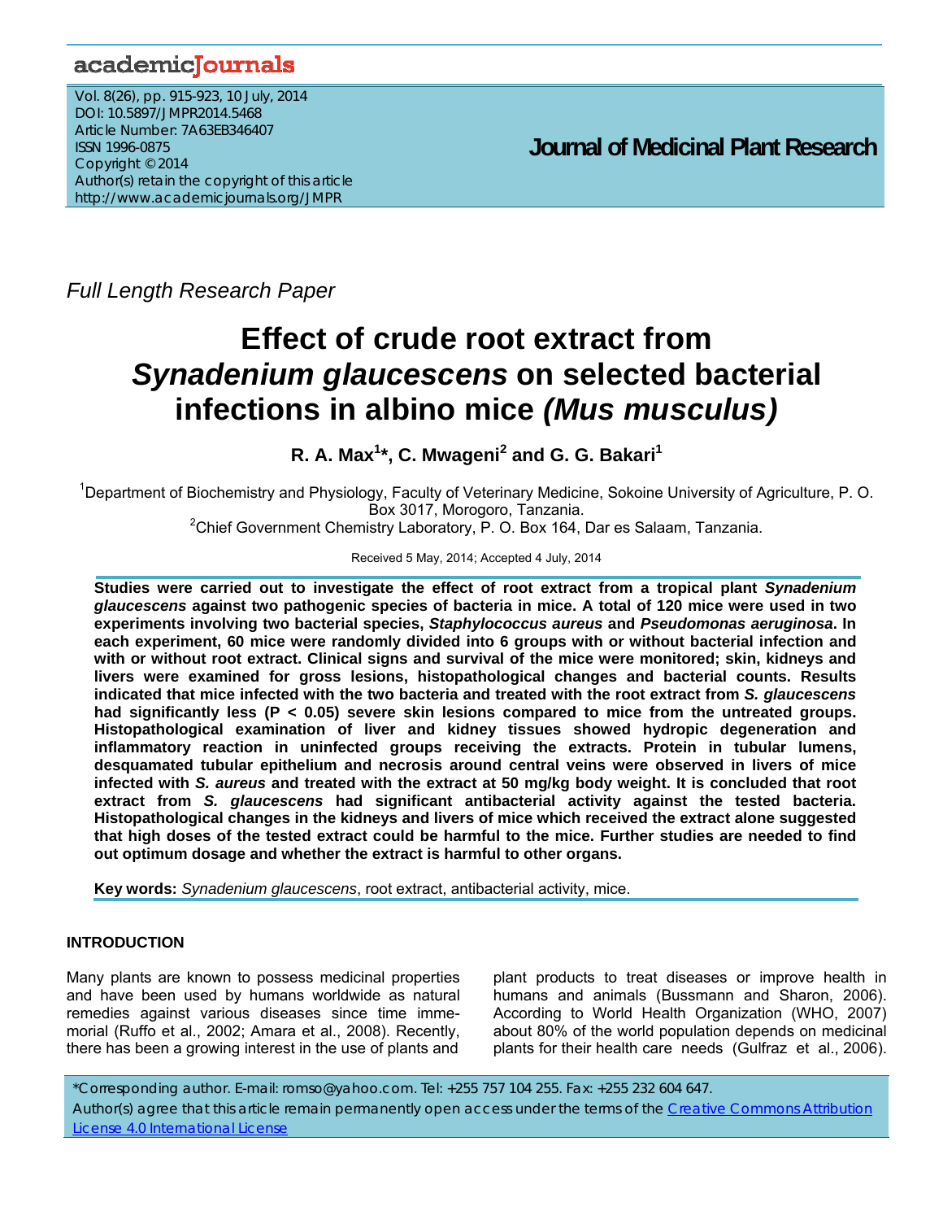Full Length Research Paper

# Effect of crude root extract from *Synadenium glaucescens* on selected bacterial infections in albino mice *(Mus musculus)*

**R. A. Max[1]*, C. Mwageni[2] and G. G. Bakari[1]**

[1]Department of Biochemistry and Physiology, Faculty of Veterinary Medicine, Sokoine University of Agriculture, P. O. Box 3017, Morogoro, Tanzania.

[2]Chief Government Chemistry Laboratory, P. O. Box 164, Dar es Salaam, Tanzania.

Received 5 May, 2014; Accepted 4 July, 2014

**Studies were carried out to investigate the effect of root extract from a tropical plant *Synadenium glaucescens* against two pathogenic species of bacteria in mice. A total of 120 mice were used in two experiments involving two bacterial species, *Staphylococcus aureus* and *Pseudomonas aeruginosa*. In each experiment, 60 mice were randomly divided into 6 groups with or without bacterial infection and with or without root extract. Clinical signs and survival of the mice were monitored; skin, kidneys and livers were examined for gross lesions, histopathological changes and bacterial counts. Results indicated that mice infected with the two bacteria and treated with the root extract from *S. glaucescens* had significantly less ($P < 0.05$) severe skin lesions compared to mice from the untreated groups. Histopathological examination of liver and kidney tissues showed hydropic degeneration and inflammatory reaction in uninfected groups receiving the extracts. Protein in tubular lumens, desquamated tubular epithelium and necrosis around central veins were observed in livers of mice infected with *S. aureus* and treated with the extract at 50 mg/kg body weight. It is concluded that root extract from *S. glaucescens* had significant antibacterial activity against the tested bacteria. Histopathological changes in the kidneys and livers of mice which received the extract alone suggested that high doses of the tested extract could be harmful to the mice. Further studies are needed to find out optimum dosage and whether the extract is harmful to other organs.**

**Key words:** *Synadenium glaucescens*, root extract, antibacterial activity, mice.

## INTRODUCTION

Many plants are known to possess medicinal properties and have been used by humans worldwide as natural remedies against various diseases since time immemorial (Ruffo et al., 2002; Amara et al., 2008). Recently, there has been a growing interest in the use of plants and plant products to treat diseases or improve health in humans and animals (Bussmann and Sharon, 2006). According to World Health Organization (WHO, 2007) about 80% of the world population depends on medicinal plants for their health care needs (Gulfraz et al., 2006).

*Corresponding author. E-mail: romso@yahoo.com. Tel: +255 757 104 255. Fax: +255 232 604 647.

Author(s) agree that this article remain permanently open access under the terms of the Creative Commons Attribution License 4.0 International License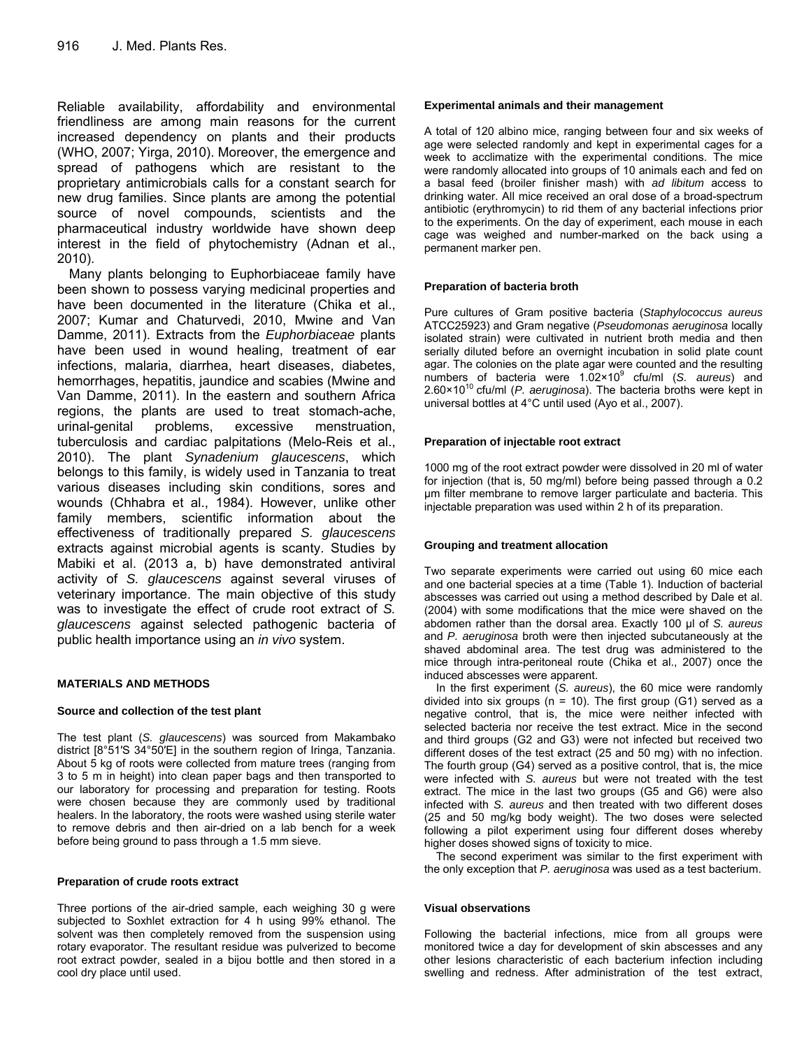Reliable availability, affordability and environmental friendliness are among main reasons for the current increased dependency on plants and their products (WHO, 2007; Yirga, 2010). Moreover, the emergence and spread of pathogens which are resistant to the proprietary antimicrobials calls for a constant search for new drug families. Since plants are among the potential source of novel compounds, scientists and the pharmaceutical industry worldwide have shown deep interest in the field of phytochemistry (Adnan et al., 2010).

Many plants belonging to Euphorbiaceae family have been shown to possess varying medicinal properties and have been documented in the literature (Chika et al., 2007; Kumar and Chaturvedi, 2010, Mwine and Van Damme, 2011). Extracts from the *Euphorbiaceae* plants have been used in wound healing, treatment of ear infections, malaria, diarrhea, heart diseases, diabetes, hemorrhages, hepatitis, jaundice and scabies (Mwine and Van Damme, 2011). In the eastern and southern Africa regions, the plants are used to treat stomach-ache, urinal-genital problems, excessive menstruation, tuberculosis and cardiac palpitations (Melo-Reis et al., 2010). The plant *Synadenium glaucescens*, which belongs to this family, is widely used in Tanzania to treat various diseases including skin conditions, sores and wounds (Chhabra et al., 1984). However, unlike other family members, scientific information about the effectiveness of traditionally prepared *S. glaucescens* extracts against microbial agents is scanty. Studies by Mabiki et al. (2013 a, b) have demonstrated antiviral activity of *S. glaucescens* against several viruses of veterinary importance. The main objective of this study was to investigate the effect of crude root extract of *S. glaucescens* against selected pathogenic bacteria of public health importance using an *in vivo* system.

## MATERIALS AND METHODS

### Source and collection of the test plant

The test plant (*S. glaucescens*) was sourced from Makambako district [8°51′S 34°50′E] in the southern region of Iringa, Tanzania. About 5 kg of roots were collected from mature trees (ranging from 3 to 5 m in height) into clean paper bags and then transported to our laboratory for processing and preparation for testing. Roots were chosen because they are commonly used by traditional healers. In the laboratory, the roots were washed using sterile water to remove debris and then air-dried on a lab bench for a week before being ground to pass through a 1.5 mm sieve.

### Preparation of crude roots extract

Three portions of the air-dried sample, each weighing 30 g were subjected to Soxhlet extraction for 4 h using 99% ethanol. The solvent was then completely removed from the suspension using rotary evaporator. The resultant residue was pulverized to become root extract powder, sealed in a bijou bottle and then stored in a cool dry place until used.

### Experimental animals and their management

A total of 120 albino mice, ranging between four and six weeks of age were selected randomly and kept in experimental cages for a week to acclimatize with the experimental conditions. The mice were randomly allocated into groups of 10 animals each and fed on a basal feed (broiler finisher mash) with *ad libitum* access to drinking water. All mice received an oral dose of a broad-spectrum antibiotic (erythromycin) to rid them of any bacterial infections prior to the experiments. On the day of experiment, each mouse in each cage was weighed and number-marked on the back using a permanent marker pen.

### Preparation of bacteria broth

Pure cultures of Gram positive bacteria (*Staphylococcus aureus* ATCC25923) and Gram negative (*Pseudomonas aeruginosa* locally isolated strain) were cultivated in nutrient broth media and then serially diluted before an overnight incubation in solid plate count agar. The colonies on the plate agar were counted and the resulting numbers of bacteria were $1.02 \times 10^9$ cfu/ml (*S. aureus*) and $2.60 \times 10^{10}$ cfu/ml (*P. aeruginosa*). The bacteria broths were kept in universal bottles at 4°C until used (Ayo et al., 2007).

### Preparation of injectable root extract

1000 mg of the root extract powder were dissolved in 20 ml of water for injection (that is, 50 mg/ml) before being passed through a 0.2 µm filter membrane to remove larger particulate and bacteria. This injectable preparation was used within 2 h of its preparation.

### Grouping and treatment allocation

Two separate experiments were carried out using 60 mice each and one bacterial species at a time (Table 1). Induction of bacterial abscesses was carried out using a method described by Dale et al. (2004) with some modifications that the mice were shaved on the abdomen rather than the dorsal area. Exactly 100 µl of *S. aureus* and *P. aeruginosa* broth were then injected subcutaneously at the shaved abdominal area. The test drug was administered to the mice through intra-peritoneal route (Chika et al., 2007) once the induced abscesses were apparent.

In the first experiment (*S. aureus*), the 60 mice were randomly divided into six groups (n = 10). The first group (G1) served as a negative control, that is, the mice were neither infected with selected bacteria nor receive the test extract. Mice in the second and third groups (G2 and G3) were not infected but received two different doses of the test extract (25 and 50 mg) with no infection. The fourth group (G4) served as a positive control, that is, the mice were infected with *S. aureus* but were not treated with the test extract. The mice in the last two groups (G5 and G6) were also infected with *S. aureus* and then treated with two different doses (25 and 50 mg/kg body weight). The two doses were selected following a pilot experiment using four different doses whereby higher doses showed signs of toxicity to mice.

The second experiment was similar to the first experiment with the only exception that *P. aeruginosa* was used as a test bacterium.

### Visual observations

Following the bacterial infections, mice from all groups were monitored twice a day for development of skin abscesses and any other lesions characteristic of each bacterium infection including swelling and redness. After administration of the test extract,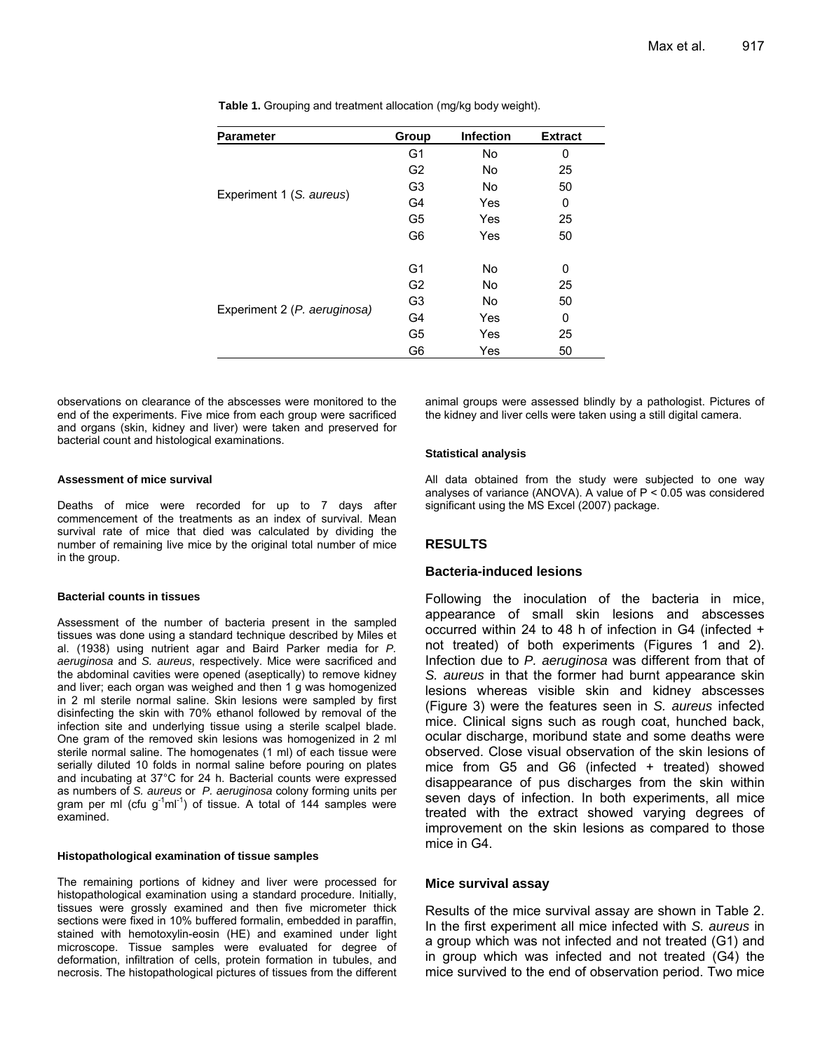**Table 1.** Grouping and treatment allocation (mg/kg body weight).

| Parameter | Group | Infection | Extract |
|---|---|---|---|
| Experiment 1 (*S. aureus*) | G1 | No | 0 |
| | G2 | No | 25 |
| | G3 | No | 50 |
| | G4 | Yes | 0 |
| | G5 | Yes | 25 |
| | G6 | Yes | 50 |
| Experiment 2 (*P. aeruginosa*) | G1 | No | 0 |
| | G2 | No | 25 |
| | G3 | No | 50 |
| | G4 | Yes | 0 |
| | G5 | Yes | 25 |
| | G6 | Yes | 50 |

observations on clearance of the abscesses were monitored to the end of the experiments. Five mice from each group were sacrificed and organs (skin, kidney and liver) were taken and preserved for bacterial count and histological examinations.

#### Assessment of mice survival

Deaths of mice were recorded for up to 7 days after commencement of the treatments as an index of survival. Mean survival rate of mice that died was calculated by dividing the number of remaining live mice by the original total number of mice in the group.

#### Bacterial counts in tissues

Assessment of the number of bacteria present in the sampled tissues was done using a standard technique described by Miles et al. (1938) using nutrient agar and Baird Parker media for *P. aeruginosa* and *S. aureus*, respectively. Mice were sacrificed and the abdominal cavities were opened (aseptically) to remove kidney and liver; each organ was weighed and then 1 g was homogenized in 2 ml sterile normal saline. Skin lesions were sampled by first disinfecting the skin with 70% ethanol followed by removal of the infection site and underlying tissue using a sterile scalpel blade. One gram of the removed skin lesions was homogenized in 2 ml sterile normal saline. The homogenates (1 ml) of each tissue were serially diluted 10 folds in normal saline before pouring on plates and incubating at 37°C for 24 h. Bacterial counts were expressed as numbers of *S. aureus* or *P. aeruginosa* colony forming units per gram per ml (cfu $g^{-1}ml^{-1}$) of tissue. A total of 144 samples were examined.

#### Histopathological examination of tissue samples

The remaining portions of kidney and liver were processed for histopathological examination using a standard procedure. Initially, tissues were grossly examined and then five micrometer thick sections were fixed in 10% buffered formalin, embedded in paraffin, stained with hemotoxylin-eosin (HE) and examined under light microscope. Tissue samples were evaluated for degree of deformation, infiltration of cells, protein formation in tubules, and necrosis. The histopathological pictures of tissues from the different animal groups were assessed blindly by a pathologist. Pictures of the kidney and liver cells were taken using a still digital camera.

#### Statistical analysis

All data obtained from the study were subjected to one way analyses of variance (ANOVA). A value of $P < 0.05$ was considered significant using the MS Excel (2007) package.

## RESULTS

### Bacteria-induced lesions

Following the inoculation of the bacteria in mice, appearance of small skin lesions and abscesses occurred within 24 to 48 h of infection in G4 (infected + not treated) of both experiments (Figures 1 and 2). Infection due to *P. aeruginosa* was different from that of *S. aureus* in that the former had burnt appearance skin lesions whereas visible skin and kidney abscesses (Figure 3) were the features seen in *S. aureus* infected mice. Clinical signs such as rough coat, hunched back, ocular discharge, moribund state and some deaths were observed. Close visual observation of the skin lesions of mice from G5 and G6 (infected + treated) showed disappearance of pus discharges from the skin within seven days of infection. In both experiments, all mice treated with the extract showed varying degrees of improvement on the skin lesions as compared to those mice in G4.

### Mice survival assay

Results of the mice survival assay are shown in Table 2. In the first experiment all mice infected with *S. aureus* in a group which was not infected and not treated (G1) and in group which was infected and not treated (G4) the mice survived to the end of observation period. Two mice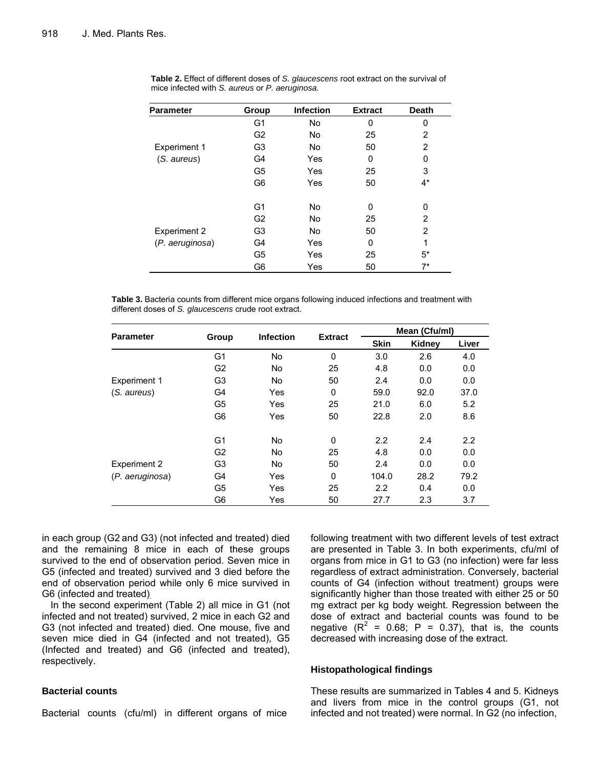**Table 2.** Effect of different doses of *S. glaucescens* root extract on the survival of mice infected with *S. aureus* or *P. aeruginosa.*

| Parameter | Group | Infection | Extract | Death |
|---|---|---|---|---|
| | G1 | No | 0 | 0 |
| | G2 | No | 25 | 2 |
| Experiment 1 | G3 | No | 50 | 2 |
| (*S. aureus*) | G4 | Yes | 0 | 0 |
| | G5 | Yes | 25 | 3 |
| | G6 | Yes | 50 | 4* |
| | G1 | No | 0 | 0 |
| | G2 | No | 25 | 2 |
| Experiment 2 | G3 | No | 50 | 2 |
| (*P. aeruginosa*) | G4 | Yes | 0 | 1 |
| | G5 | Yes | 25 | 5* |
| | G6 | Yes | 50 | 7* |

**Table 3.** Bacteria counts from different mice organs following induced infections and treatment with different doses of *S. glaucescens* crude root extract.

| Parameter | Group | Infection | Extract | Mean (Cfu/ml) | | |
|---|---|---|---|---|---|---|
| | | | | Skin | Kidney | Liver |
| | G1 | No | 0 | 3.0 | 2.6 | 4.0 |
| | G2 | No | 25 | 4.8 | 0.0 | 0.0 |
| Experiment 1 | G3 | No | 50 | 2.4 | 0.0 | 0.0 |
| (*S. aureus*) | G4 | Yes | 0 | 59.0 | 92.0 | 37.0 |
| | G5 | Yes | 25 | 21.0 | 6.0 | 5.2 |
| | G6 | Yes | 50 | 22.8 | 2.0 | 8.6 |
| | G1 | No | 0 | 2.2 | 2.4 | 2.2 |
| | G2 | No | 25 | 4.8 | 0.0 | 0.0 |
| Experiment 2 | G3 | No | 50 | 2.4 | 0.0 | 0.0 |
| (*P. aeruginosa*) | G4 | Yes | 0 | 104.0 | 28.2 | 79.2 |
| | G5 | Yes | 25 | 2.2 | 0.4 | 0.0 |
| | G6 | Yes | 50 | 27.7 | 2.3 | 3.7 |

in each group (G2 and G3) (not infected and treated) died and the remaining 8 mice in each of these groups survived to the end of observation period. Seven mice in G5 (infected and treated) survived and 3 died before the end of observation period while only 6 mice survived in G6 (infected and treated).

In the second experiment (Table 2) all mice in G1 (not infected and not treated) survived, 2 mice in each G2 and G3 (not infected and treated) died. One mouse, five and seven mice died in G4 (infected and not treated), G5 (Infected and treated) and G6 (infected and treated), respectively.

### Bacterial counts

Bacterial counts (cfu/ml) in different organs of mice following treatment with two different levels of test extract are presented in Table 3. In both experiments, cfu/ml of organs from mice in G1 to G3 (no infection) were far less regardless of extract administration. Conversely, bacterial counts of G4 (infection without treatment) groups were significantly higher than those treated with either 25 or 50 mg extract per kg body weight. Regression between the dose of extract and bacterial counts was found to be negative ($R^2$ = 0.68; P = 0.37), that is, the counts decreased with increasing dose of the extract.

### Histopathological findings

These results are summarized in Tables 4 and 5. Kidneys and livers from mice in the control groups (G1, not infected and not treated) were normal. In G2 (no infection,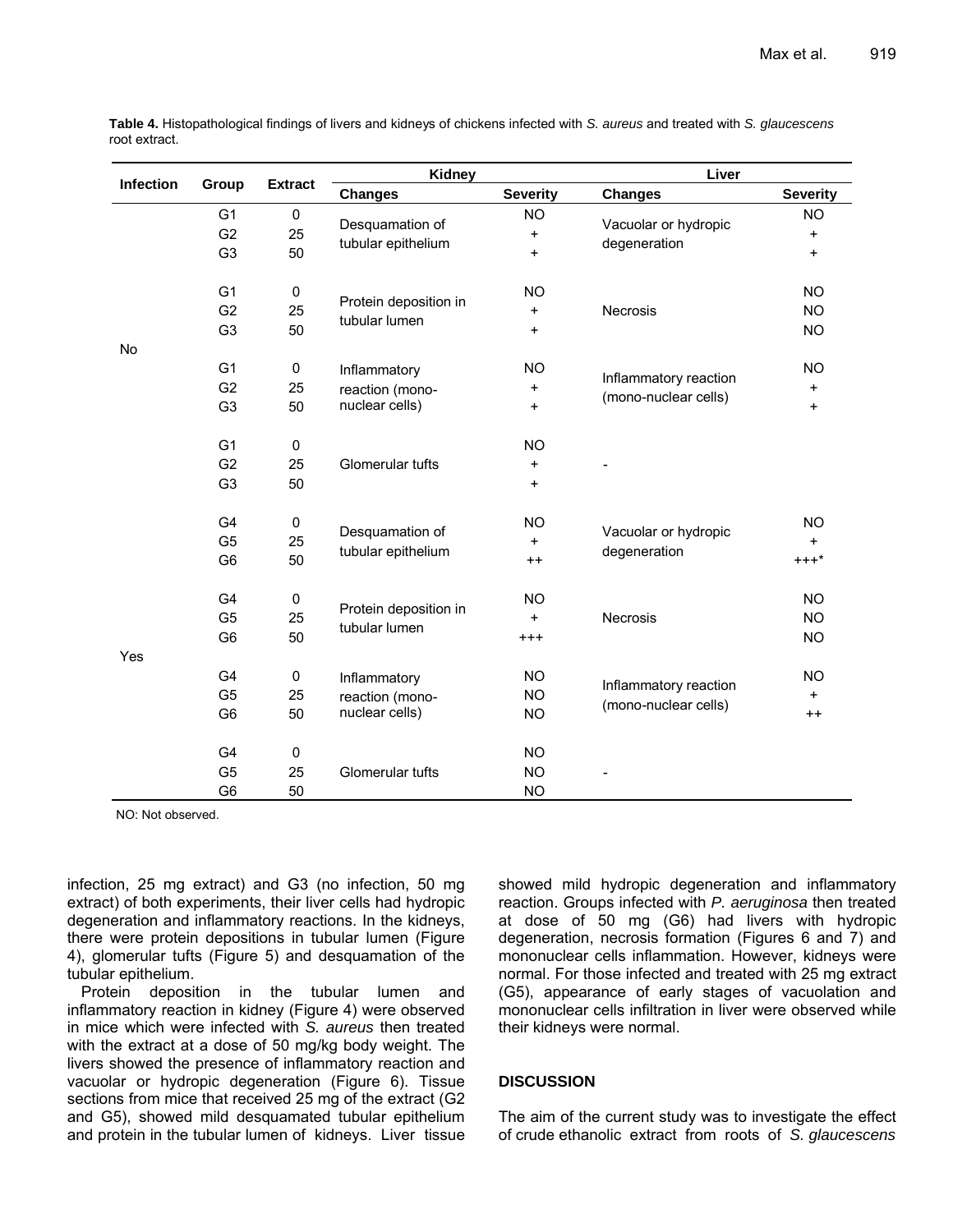**Table 4.** Histopathological findings of livers and kidneys of chickens infected with *S. aureus* and treated with *S. glaucescens* root extract.

| Infection | Group | Extract | Kidney | | Liver | |
|---|---|---|---|---|---|---|
| | | | **Changes** | **Severity** | **Changes** | **Severity** |
| No | G1 | 0 | Desquamation of tubular epithelium | NO | Vacuolar or hydropic degeneration | NO |
| | G2 | 25 | | + | | + |
| | G3 | 50 | | + | | + |
| | G1 | 0 | Protein deposition in tubular lumen | NO | Necrosis | NO |
| | G2 | 25 | | + | | NO |
| | G3 | 50 | | + | | NO |
| | G1 | 0 | Inflammatory reaction (mono-nuclear cells) | NO | Inflammatory reaction (mono-nuclear cells) | NO |
| | G2 | 25 | | + | | + |
| | G3 | 50 | | + | | + |
| | G1 | 0 | Glomerular tufts | NO | - | |
| | G2 | 25 | | + | | |
| | G3 | 50 | | + | | |
| Yes | G4 | 0 | Desquamation of tubular epithelium | NO | Vacuolar or hydropic degeneration | NO |
| | G5 | 25 | | + | | + |
| | G6 | 50 | | ++ | | +++* |
| | G4 | 0 | Protein deposition in tubular lumen | NO | Necrosis | NO |
| | G5 | 25 | | + | | NO |
| | G6 | 50 | | +++ | | NO |
| | G4 | 0 | Inflammatory reaction (mono-nuclear cells) | NO | Inflammatory reaction (mono-nuclear cells) | NO |
| | G5 | 25 | | NO | | + |
| | G6 | 50 | | NO | | ++ |
| | G4 | 0 | Glomerular tufts | NO | - | |
| | G5 | 25 | | NO | | |
| | G6 | 50 | | NO | | |

NO: Not observed.

infection, 25 mg extract) and G3 (no infection, 50 mg extract) of both experiments, their liver cells had hydropic degeneration and inflammatory reactions. In the kidneys, there were protein depositions in tubular lumen (Figure 4), glomerular tufts (Figure 5) and desquamation of the tubular epithelium.

Protein deposition in the tubular lumen and inflammatory reaction in kidney (Figure 4) were observed in mice which were infected with *S. aureus* then treated with the extract at a dose of 50 mg/kg body weight. The livers showed the presence of inflammatory reaction and vacuolar or hydropic degeneration (Figure 6). Tissue sections from mice that received 25 mg of the extract (G2 and G5), showed mild desquamated tubular epithelium and protein in the tubular lumen of kidneys. Liver tissue showed mild hydropic degeneration and inflammatory reaction. Groups infected with *P. aeruginosa* then treated at dose of 50 mg (G6) had livers with hydropic degeneration, necrosis formation (Figures 6 and 7) and mononuclear cells inflammation. However, kidneys were normal. For those infected and treated with 25 mg extract (G5), appearance of early stages of vacuolation and mononuclear cells infiltration in liver were observed while their kidneys were normal.

## DISCUSSION

The aim of the current study was to investigate the effect of crude ethanolic extract from roots of *S. glaucescens*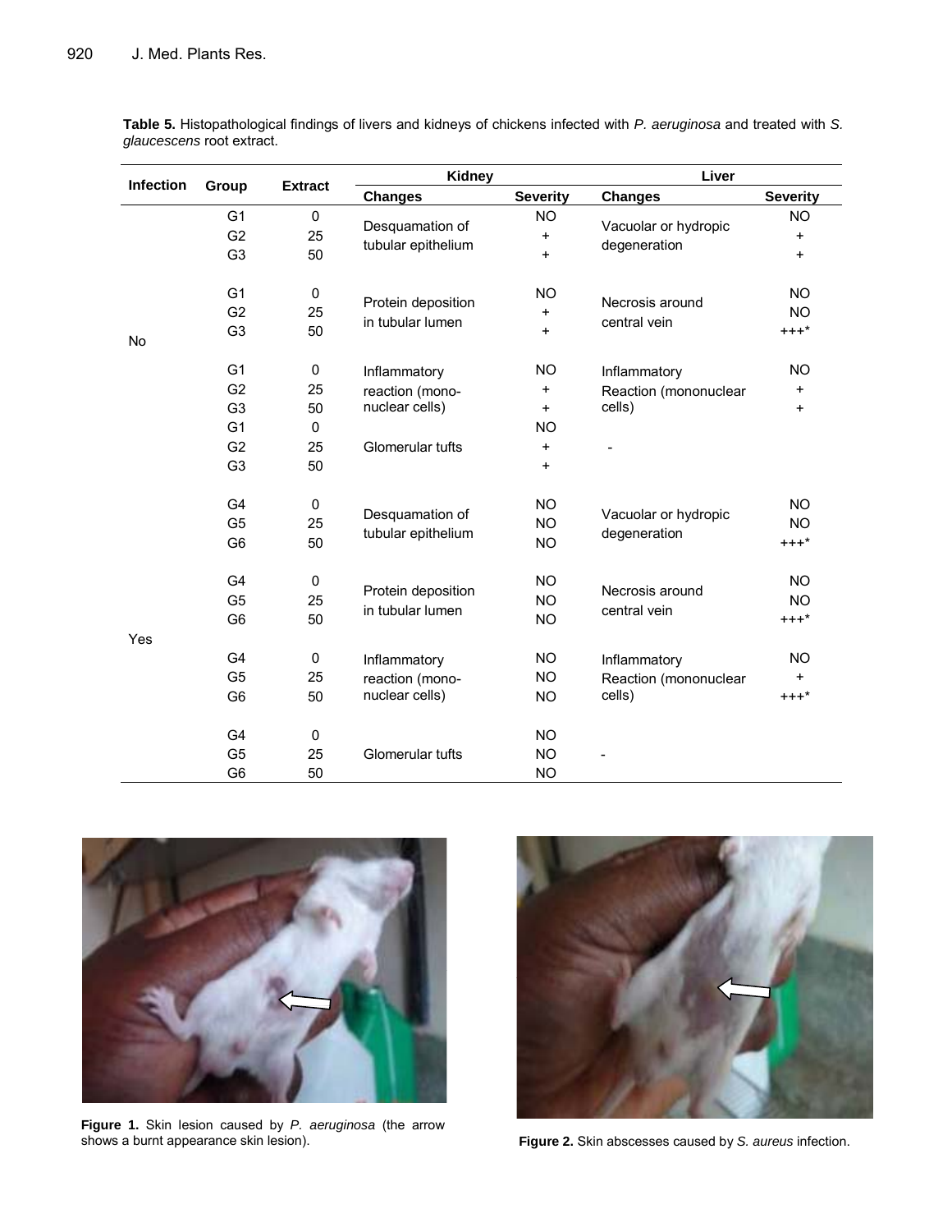**Table 5.** Histopathological findings of livers and kidneys of chickens infected with *P. aeruginosa* and treated with *S. glaucescens* root extract.

| Infection | Group | Extract | Kidney | | Liver | |
|---|---|---|---|---|---|---|
| | | | **Changes** | **Severity** | **Changes** | **Severity** |
| No | G1 | 0 | Desquamation of tubular epithelium | NO | Vacuolar or hydropic degeneration | NO |
| | G2 | 25 | | + | | + |
| | G3 | 50 | | + | | + |
| | G1 | 0 | Protein deposition in tubular lumen | NO | Necrosis around central vein | NO |
| | G2 | 25 | | + | | NO |
| | G3 | 50 | | + | | +++* |
| | G1 | 0 | Inflammatory reaction (mono-nuclear cells) | NO | Inflammatory Reaction (mononuclear cells) | NO |
| | G2 | 25 | | + | | + |
| | G3 | 50 | | + | | + |
| | G1 | 0 | Glomerular tufts | NO | - | |
| | G2 | 25 | | + | | |
| | G3 | 50 | | + | | |
| Yes | G4 | 0 | Desquamation of tubular epithelium | NO | Vacuolar or hydropic degeneration | NO |
| | G5 | 25 | | NO | | NO |
| | G6 | 50 | | NO | | +++* |
| | G4 | 0 | Protein deposition in tubular lumen | NO | Necrosis around central vein | NO |
| | G5 | 25 | | NO | | NO |
| | G6 | 50 | | NO | | +++* |
| | G4 | 0 | Inflammatory reaction (mono-nuclear cells) | NO | Inflammatory Reaction (mononuclear cells) | NO |
| | G5 | 25 | | NO | | + |
| | G6 | 50 | | NO | | +++* |
| | G4 | 0 | Glomerular tufts | NO | - | |
| | G5 | 25 | | NO | | |
| | G6 | 50 | | NO | | |

**Figure 1.** Skin lesion caused by *P. aeruginosa* (the arrow shows a burnt appearance skin lesion).

**Figure 2.** Skin abscesses caused by *S. aureus* infection.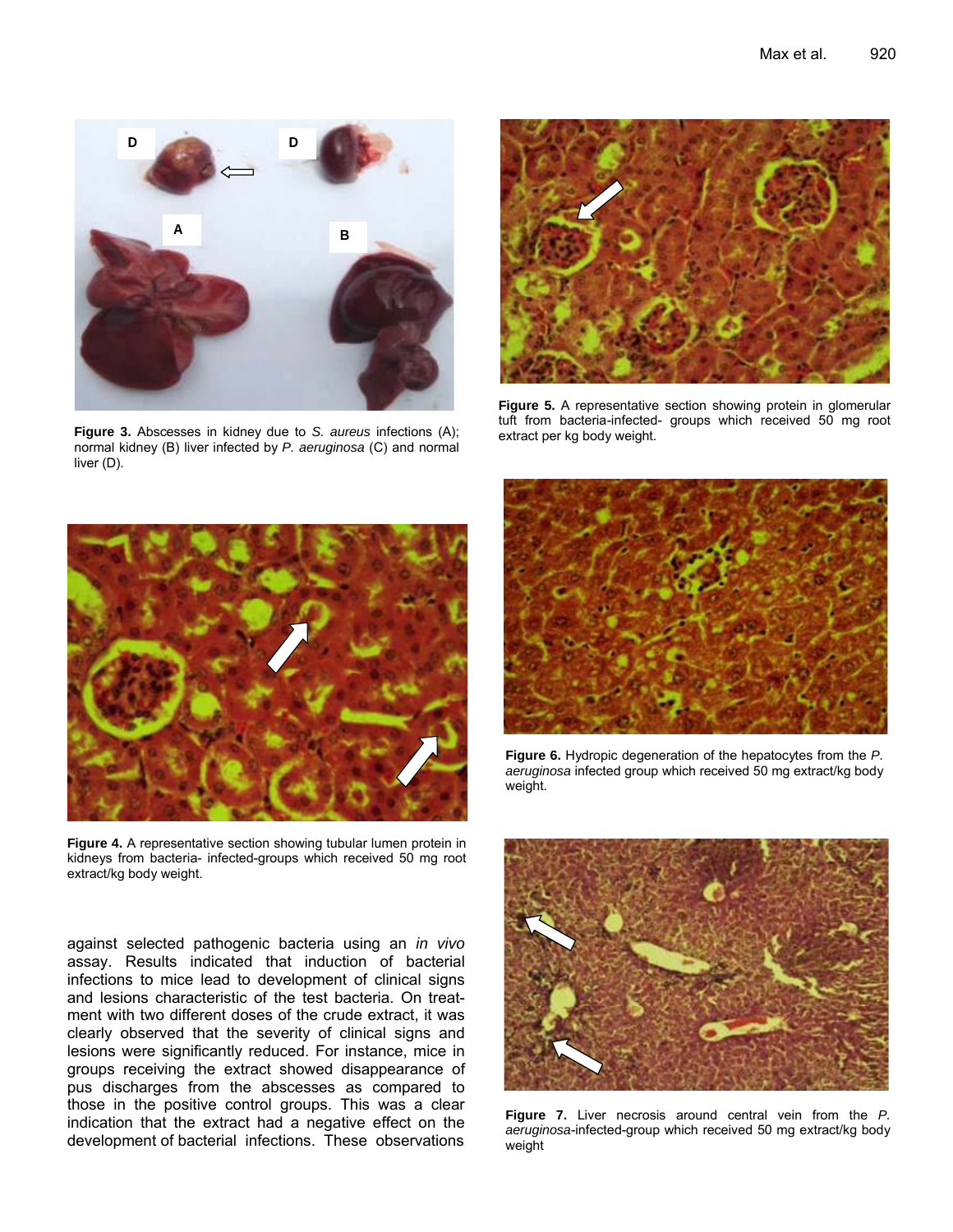**Figure 3.** Abscesses in kidney due to *S. aureus* infections (A); normal kidney (B) liver infected by *P. aeruginosa* (C) and normal liver (D).

**Figure 4.** A representative section showing tubular lumen protein in kidneys from bacteria- infected-groups which received 50 mg root extract/kg body weight.

against selected pathogenic bacteria using an *in vivo* assay. Results indicated that induction of bacterial infections to mice lead to development of clinical signs and lesions characteristic of the test bacteria. On treatment with two different doses of the crude extract, it was clearly observed that the severity of clinical signs and lesions were significantly reduced. For instance, mice in groups receiving the extract showed disappearance of pus discharges from the abscesses as compared to those in the positive control groups. This was a clear indication that the extract had a negative effect on the development of bacterial infections. These observations

**Figure 5.** A representative section showing protein in glomerular tuft from bacteria-infected- groups which received 50 mg root extract per kg body weight.

**Figure 6.** Hydropic degeneration of the hepatocytes from the *P. aeruginosa* infected group which received 50 mg extract/kg body weight.

**Figure 7.** Liver necrosis around central vein from the *P. aeruginosa*-infected-group which received 50 mg extract/kg body weight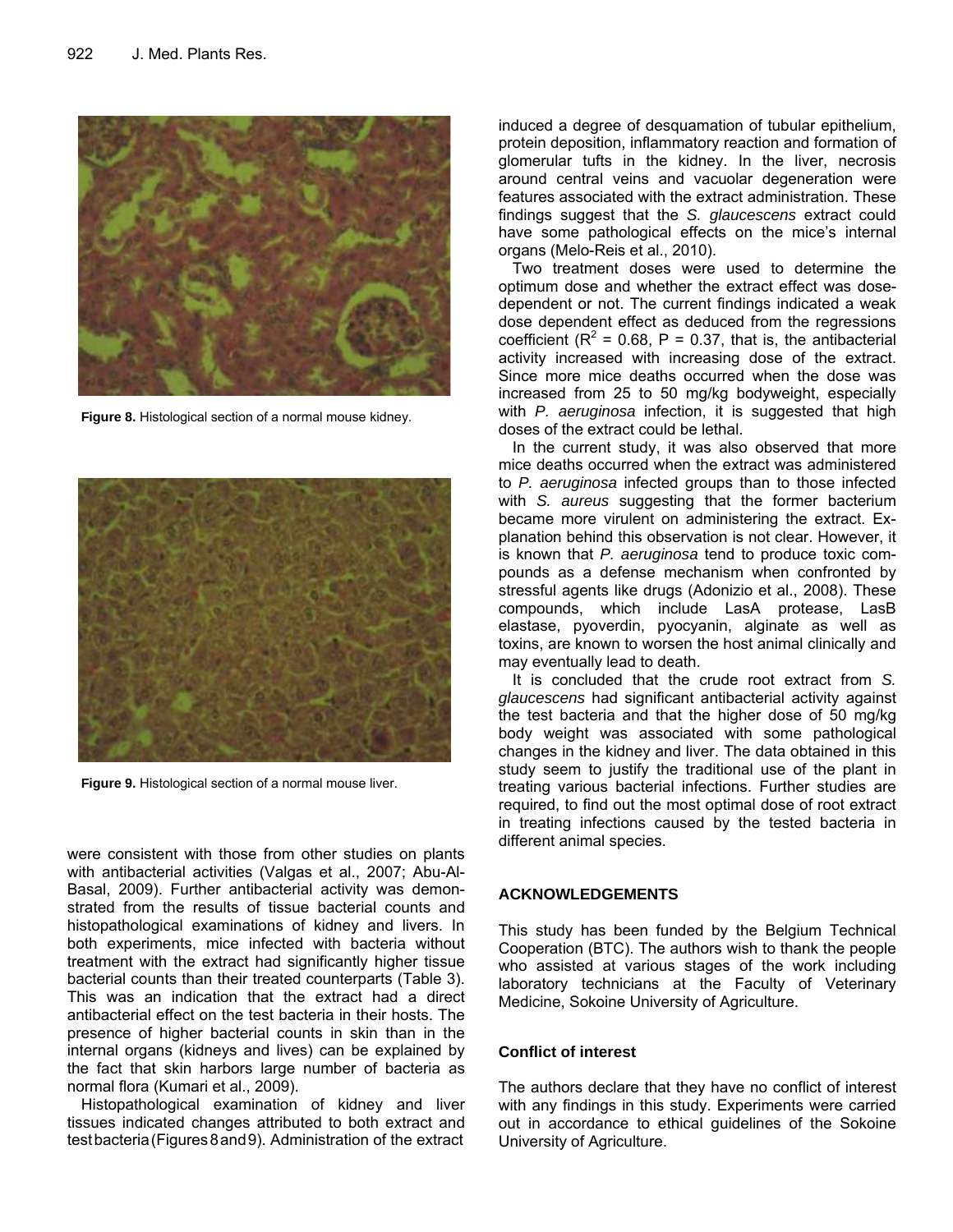Figure 8. Histological section of a normal mouse kidney.

Figure 9. Histological section of a normal mouse liver.

were consistent with those from other studies on plants with antibacterial activities (Valgas et al., 2007; Abu-Al-Basal, 2009). Further antibacterial activity was demonstrated from the results of tissue bacterial counts and histopathological examinations of kidney and livers. In both experiments, mice infected with bacteria without treatment with the extract had significantly higher tissue bacterial counts than their treated counterparts (Table 3). This was an indication that the extract had a direct antibacterial effect on the test bacteria in their hosts. The presence of higher bacterial counts in skin than in the internal organs (kidneys and lives) can be explained by the fact that skin harbors large number of bacteria as normal flora (Kumari et al., 2009).

Histopathological examination of kidney and liver tissues indicated changes attributed to both extract and test bacteria (Figures 8 and 9). Administration of the extract induced a degree of desquamation of tubular epithelium, protein deposition, inflammatory reaction and formation of glomerular tufts in the kidney. In the liver, necrosis around central veins and vacuolar degeneration were features associated with the extract administration. These findings suggest that the *S. glaucescens* extract could have some pathological effects on the mice's internal organs (Melo-Reis et al., 2010).

Two treatment doses were used to determine the optimum dose and whether the extract effect was dose-dependent or not. The current findings indicated a weak dose dependent effect as deduced from the regressions coefficient ($R^2$ = 0.68, P = 0.37, that is, the antibacterial activity increased with increasing dose of the extract. Since more mice deaths occurred when the dose was increased from 25 to 50 mg/kg bodyweight, especially with *P. aeruginosa* infection, it is suggested that high doses of the extract could be lethal.

In the current study, it was also observed that more mice deaths occurred when the extract was administered to *P. aeruginosa* infected groups than to those infected with *S. aureus* suggesting that the former bacterium became more virulent on administering the extract. Explanation behind this observation is not clear. However, it is known that *P. aeruginosa* tend to produce toxic compounds as a defense mechanism when confronted by stressful agents like drugs (Adonizio et al., 2008). These compounds, which include LasA protease, LasB elastase, pyoverdin, pyocyanin, alginate as well as toxins, are known to worsen the host animal clinically and may eventually lead to death.

It is concluded that the crude root extract from *S. glaucescens* had significant antibacterial activity against the test bacteria and that the higher dose of 50 mg/kg body weight was associated with some pathological changes in the kidney and liver. The data obtained in this study seem to justify the traditional use of the plant in treating various bacterial infections. Further studies are required, to find out the most optimal dose of root extract in treating infections caused by the tested bacteria in different animal species.

## ACKNOWLEDGEMENTS

This study has been funded by the Belgium Technical Cooperation (BTC). The authors wish to thank the people who assisted at various stages of the work including laboratory technicians at the Faculty of Veterinary Medicine, Sokoine University of Agriculture.

## Conflict of interest

The authors declare that they have no conflict of interest with any findings in this study. Experiments were carried out in accordance to ethical guidelines of the Sokoine University of Agriculture.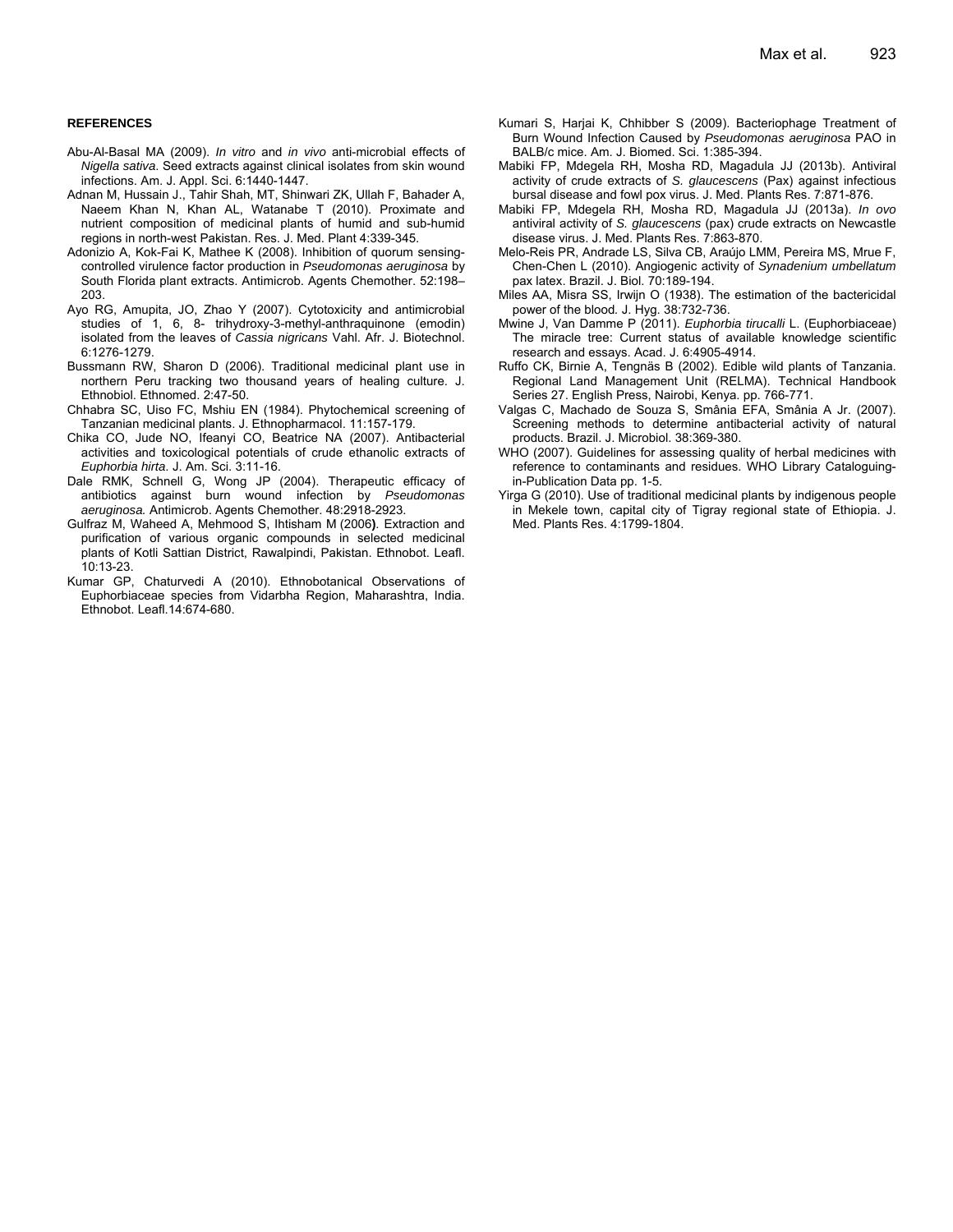## REFERENCES

Abu-Al-Basal MA (2009). *In vitro* and *in vivo* anti-microbial effects of *Nigella sativa*. Seed extracts against clinical isolates from skin wound infections. Am. J. Appl. Sci. 6:1440-1447.

Adnan M, Hussain J., Tahir Shah, MT, Shinwari ZK, Ullah F, Bahader A, Naeem Khan N, Khan AL, Watanabe T (2010). Proximate and nutrient composition of medicinal plants of humid and sub-humid regions in north-west Pakistan. Res. J. Med. Plant 4:339-345.

Adonizio A, Kok-Fai K, Mathee K (2008). Inhibition of quorum sensing-controlled virulence factor production in *Pseudomonas aeruginosa* by South Florida plant extracts. Antimicrob. Agents Chemother. 52:198–203.

Ayo RG, Amupita, JO, Zhao Y (2007). Cytotoxicity and antimicrobial studies of 1, 6, 8- trihydroxy-3-methyl-anthraquinone (emodin) isolated from the leaves of *Cassia nigricans* Vahl. Afr. J. Biotechnol. 6:1276-1279.

Bussmann RW, Sharon D (2006). Traditional medicinal plant use in northern Peru tracking two thousand years of healing culture. J. Ethnobiol. Ethnomed. 2:47-50.

Chhabra SC, Uiso FC, Mshiu EN (1984). Phytochemical screening of Tanzanian medicinal plants. J. Ethnopharmacol. 11:157-179.

Chika CO, Jude NO, Ifeanyi CO, Beatrice NA (2007). Antibacterial activities and toxicological potentials of crude ethanolic extracts of *Euphorbia hirta*. J. Am. Sci. 3:11-16.

Dale RMK, Schnell G, Wong JP (2004). Therapeutic efficacy of antibiotics against burn wound infection by *Pseudomonas aeruginosa.* Antimicrob. Agents Chemother. 48:2918-2923.

Gulfraz M, Waheed A, Mehmood S, Ihtisham M (2006**)**. Extraction and purification of various organic compounds in selected medicinal plants of Kotli Sattian District, Rawalpindi, Pakistan. Ethnobot. Leafl. 10:13-23.

Kumar GP, Chaturvedi A (2010). Ethnobotanical Observations of Euphorbiaceae species from Vidarbha Region, Maharashtra, India. Ethnobot. Leafl.14:674-680.

Kumari S, Harjai K, Chhibber S (2009). Bacteriophage Treatment of Burn Wound Infection Caused by *Pseudomonas aeruginosa* PAO in BALB/c mice. Am. J. Biomed. Sci. 1:385-394.

Mabiki FP, Mdegela RH, Mosha RD, Magadula JJ (2013b). Antiviral activity of crude extracts of *S. glaucescens* (Pax) against infectious bursal disease and fowl pox virus. J. Med. Plants Res. 7:871-876.

Mabiki FP, Mdegela RH, Mosha RD, Magadula JJ (2013a). *In ovo* antiviral activity of *S. glaucescens* (pax) crude extracts on Newcastle disease virus. J. Med. Plants Res. 7:863-870.

Melo-Reis PR, Andrade LS, Silva CB, Araújo LMM, Pereira MS, Mrue F, Chen-Chen L (2010). Angiogenic activity of *Synadenium umbellatum* pax latex. Brazil. J. Biol. 70:189-194.

Miles AA, Misra SS, Irwijn O (1938). The estimation of the bactericidal power of the blood*.* J. Hyg. 38:732-736.

Mwine J, Van Damme P (2011). *Euphorbia tirucalli* L. (Euphorbiaceae) The miracle tree: Current status of available knowledge scientific research and essays. Acad. J. 6:4905-4914.

Ruffo CK, Birnie A, Tengnäs B (2002). Edible wild plants of Tanzania. Regional Land Management Unit (RELMA). Technical Handbook Series 27. English Press, Nairobi, Kenya. pp. 766-771.

Valgas C, Machado de Souza S, Smânia EFA, Smânia A Jr. (2007). Screening methods to determine antibacterial activity of natural products. Brazil. J. Microbiol. 38:369-380.

WHO (2007). Guidelines for assessing quality of herbal medicines with reference to contaminants and residues. WHO Library Cataloguing-in-Publication Data pp. 1-5.

Yirga G (2010). Use of traditional medicinal plants by indigenous people in Mekele town, capital city of Tigray regional state of Ethiopia. J. Med. Plants Res. 4:1799-1804.